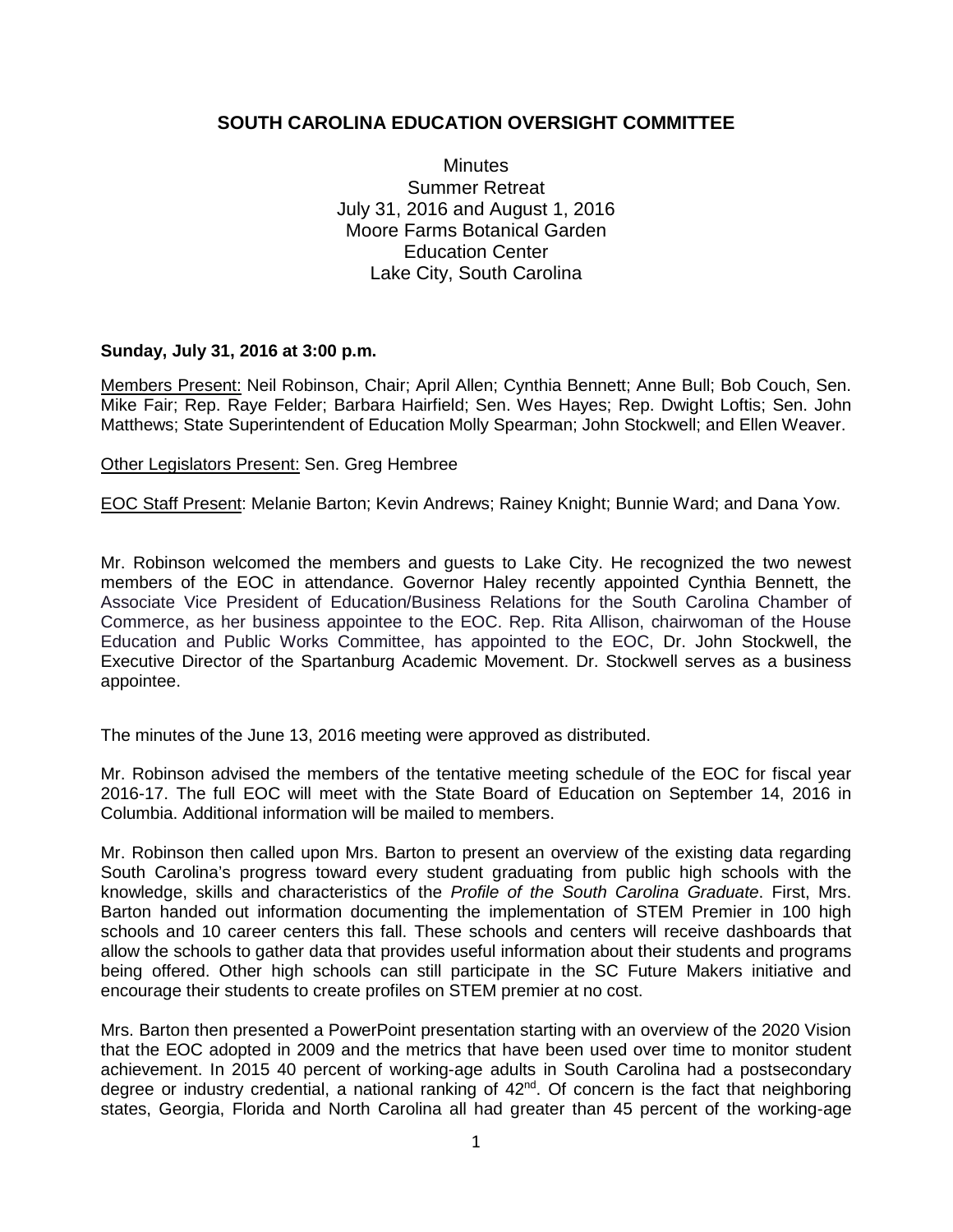## SOUTH CAROLINA EDUCATION OVERSIGHT COMMITTEE

Minutes
Summer Retreat
July 31, 2016 and August 1, 2016
Moore Farms Botanical Garden
Education Center
Lake City, South Carolina

**Sunday, July 31, 2016 at 3:00 p.m.**

Members Present: Neil Robinson, Chair; April Allen; Cynthia Bennett; Anne Bull; Bob Couch, Sen. Mike Fair; Rep. Raye Felder; Barbara Hairfield; Sen. Wes Hayes; Rep. Dwight Loftis; Sen. John Matthews; State Superintendent of Education Molly Spearman; John Stockwell; and Ellen Weaver.

Other Legislators Present: Sen. Greg Hembree

EOC Staff Present: Melanie Barton; Kevin Andrews; Rainey Knight; Bunnie Ward; and Dana Yow.

Mr. Robinson welcomed the members and guests to Lake City. He recognized the two newest members of the EOC in attendance. Governor Haley recently appointed Cynthia Bennett, the Associate Vice President of Education/Business Relations for the South Carolina Chamber of Commerce, as her business appointee to the EOC. Rep. Rita Allison, chairwoman of the House Education and Public Works Committee, has appointed to the EOC, Dr. John Stockwell, the Executive Director of the Spartanburg Academic Movement. Dr. Stockwell serves as a business appointee.

The minutes of the June 13, 2016 meeting were approved as distributed.

Mr. Robinson advised the members of the tentative meeting schedule of the EOC for fiscal year 2016-17. The full EOC will meet with the State Board of Education on September 14, 2016 in Columbia. Additional information will be mailed to members.

Mr. Robinson then called upon Mrs. Barton to present an overview of the existing data regarding South Carolina's progress toward every student graduating from public high schools with the knowledge, skills and characteristics of the *Profile of the South Carolina Graduate*. First, Mrs. Barton handed out information documenting the implementation of STEM Premier in 100 high schools and 10 career centers this fall. These schools and centers will receive dashboards that allow the schools to gather data that provides useful information about their students and programs being offered. Other high schools can still participate in the SC Future Makers initiative and encourage their students to create profiles on STEM premier at no cost.

Mrs. Barton then presented a PowerPoint presentation starting with an overview of the 2020 Vision that the EOC adopted in 2009 and the metrics that have been used over time to monitor student achievement. In 2015 40 percent of working-age adults in South Carolina had a postsecondary degree or industry credential, a national ranking of 42nd. Of concern is the fact that neighboring states, Georgia, Florida and North Carolina all had greater than 45 percent of the working-age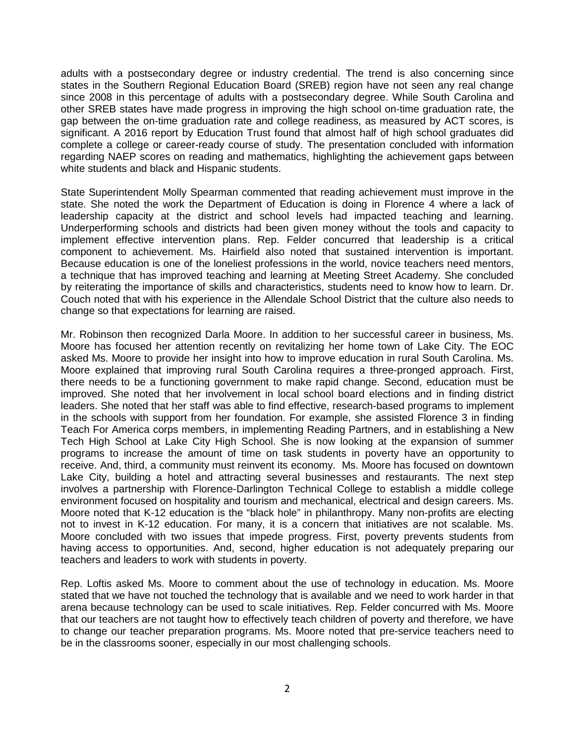adults with a postsecondary degree or industry credential. The trend is also concerning since states in the Southern Regional Education Board (SREB) region have not seen any real change since 2008 in this percentage of adults with a postsecondary degree. While South Carolina and other SREB states have made progress in improving the high school on-time graduation rate, the gap between the on-time graduation rate and college readiness, as measured by ACT scores, is significant. A 2016 report by Education Trust found that almost half of high school graduates did complete a college or career-ready course of study. The presentation concluded with information regarding NAEP scores on reading and mathematics, highlighting the achievement gaps between white students and black and Hispanic students.

State Superintendent Molly Spearman commented that reading achievement must improve in the state. She noted the work the Department of Education is doing in Florence 4 where a lack of leadership capacity at the district and school levels had impacted teaching and learning. Underperforming schools and districts had been given money without the tools and capacity to implement effective intervention plans. Rep. Felder concurred that leadership is a critical component to achievement. Ms. Hairfield also noted that sustained intervention is important. Because education is one of the loneliest professions in the world, novice teachers need mentors, a technique that has improved teaching and learning at Meeting Street Academy. She concluded by reiterating the importance of skills and characteristics, students need to know how to learn. Dr. Couch noted that with his experience in the Allendale School District that the culture also needs to change so that expectations for learning are raised.

Mr. Robinson then recognized Darla Moore. In addition to her successful career in business, Ms. Moore has focused her attention recently on revitalizing her home town of Lake City. The EOC asked Ms. Moore to provide her insight into how to improve education in rural South Carolina. Ms. Moore explained that improving rural South Carolina requires a three-pronged approach. First, there needs to be a functioning government to make rapid change. Second, education must be improved. She noted that her involvement in local school board elections and in finding district leaders. She noted that her staff was able to find effective, research-based programs to implement in the schools with support from her foundation. For example, she assisted Florence 3 in finding Teach For America corps members, in implementing Reading Partners, and in establishing a New Tech High School at Lake City High School. She is now looking at the expansion of summer programs to increase the amount of time on task students in poverty have an opportunity to receive. And, third, a community must reinvent its economy. Ms. Moore has focused on downtown Lake City, building a hotel and attracting several businesses and restaurants. The next step involves a partnership with Florence-Darlington Technical College to establish a middle college environment focused on hospitality and tourism and mechanical, electrical and design careers. Ms. Moore noted that K-12 education is the "black hole" in philanthropy. Many non-profits are electing not to invest in K-12 education. For many, it is a concern that initiatives are not scalable. Ms. Moore concluded with two issues that impede progress. First, poverty prevents students from having access to opportunities. And, second, higher education is not adequately preparing our teachers and leaders to work with students in poverty.

Rep. Loftis asked Ms. Moore to comment about the use of technology in education. Ms. Moore stated that we have not touched the technology that is available and we need to work harder in that arena because technology can be used to scale initiatives. Rep. Felder concurred with Ms. Moore that our teachers are not taught how to effectively teach children of poverty and therefore, we have to change our teacher preparation programs. Ms. Moore noted that pre-service teachers need to be in the classrooms sooner, especially in our most challenging schools.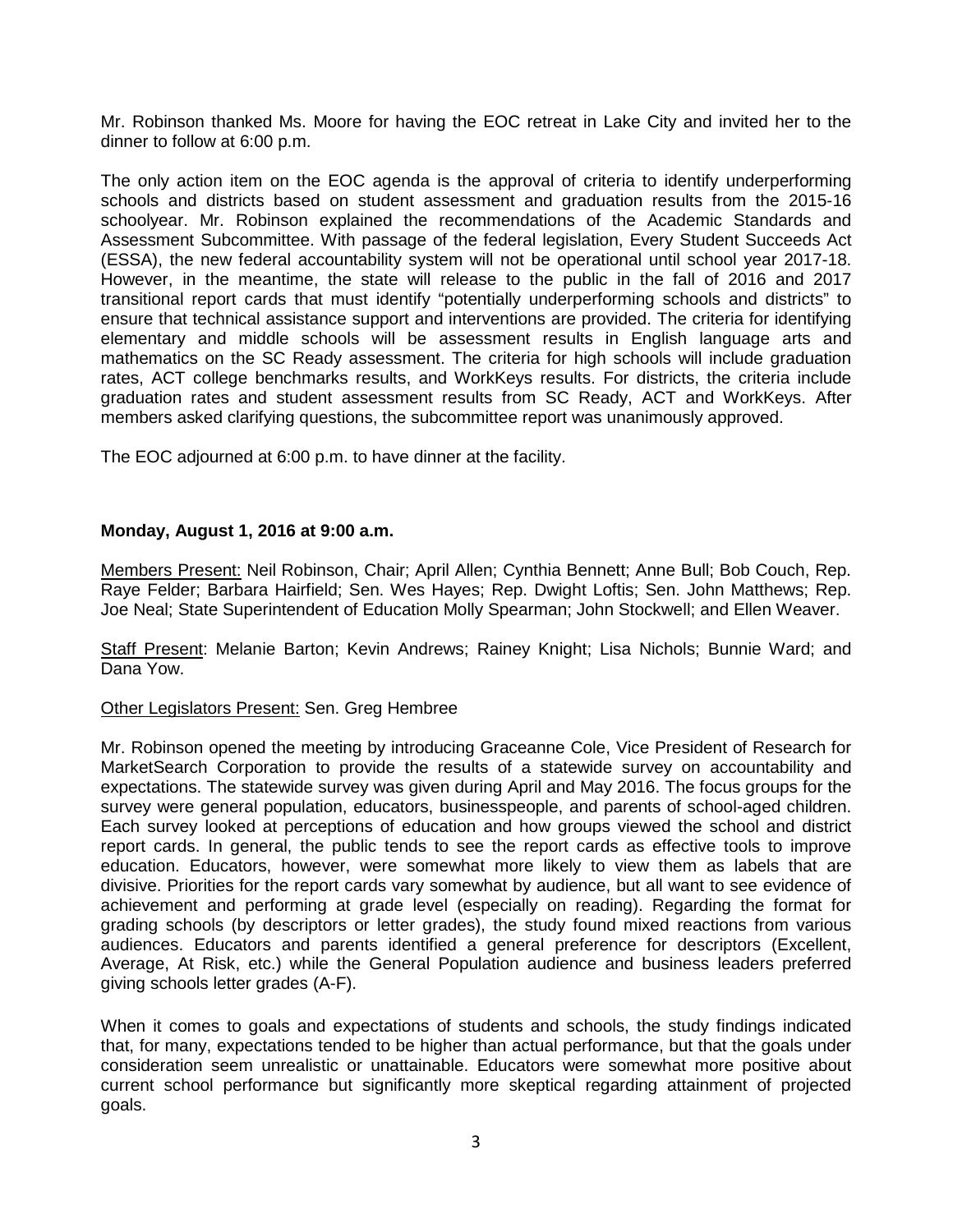Mr. Robinson thanked Ms. Moore for having the EOC retreat in Lake City and invited her to the dinner to follow at 6:00 p.m.

The only action item on the EOC agenda is the approval of criteria to identify underperforming schools and districts based on student assessment and graduation results from the 2015-16 schoolyear. Mr. Robinson explained the recommendations of the Academic Standards and Assessment Subcommittee. With passage of the federal legislation, Every Student Succeeds Act (ESSA), the new federal accountability system will not be operational until school year 2017-18. However, in the meantime, the state will release to the public in the fall of 2016 and 2017 transitional report cards that must identify "potentially underperforming schools and districts" to ensure that technical assistance support and interventions are provided. The criteria for identifying elementary and middle schools will be assessment results in English language arts and mathematics on the SC Ready assessment. The criteria for high schools will include graduation rates, ACT college benchmarks results, and WorkKeys results. For districts, the criteria include graduation rates and student assessment results from SC Ready, ACT and WorkKeys. After members asked clarifying questions, the subcommittee report was unanimously approved.

The EOC adjourned at 6:00 p.m. to have dinner at the facility.

**Monday, August 1, 2016 at 9:00 a.m.**

Members Present: Neil Robinson, Chair; April Allen; Cynthia Bennett; Anne Bull; Bob Couch, Rep. Raye Felder; Barbara Hairfield; Sen. Wes Hayes; Rep. Dwight Loftis; Sen. John Matthews; Rep. Joe Neal; State Superintendent of Education Molly Spearman; John Stockwell; and Ellen Weaver.

Staff Present: Melanie Barton; Kevin Andrews; Rainey Knight; Lisa Nichols; Bunnie Ward; and Dana Yow.

Other Legislators Present: Sen. Greg Hembree

Mr. Robinson opened the meeting by introducing Graceanne Cole, Vice President of Research for MarketSearch Corporation to provide the results of a statewide survey on accountability and expectations. The statewide survey was given during April and May 2016. The focus groups for the survey were general population, educators, businesspeople, and parents of school-aged children. Each survey looked at perceptions of education and how groups viewed the school and district report cards. In general, the public tends to see the report cards as effective tools to improve education. Educators, however, were somewhat more likely to view them as labels that are divisive. Priorities for the report cards vary somewhat by audience, but all want to see evidence of achievement and performing at grade level (especially on reading). Regarding the format for grading schools (by descriptors or letter grades), the study found mixed reactions from various audiences. Educators and parents identified a general preference for descriptors (Excellent, Average, At Risk, etc.) while the General Population audience and business leaders preferred giving schools letter grades (A-F).

When it comes to goals and expectations of students and schools, the study findings indicated that, for many, expectations tended to be higher than actual performance, but that the goals under consideration seem unrealistic or unattainable. Educators were somewhat more positive about current school performance but significantly more skeptical regarding attainment of projected goals.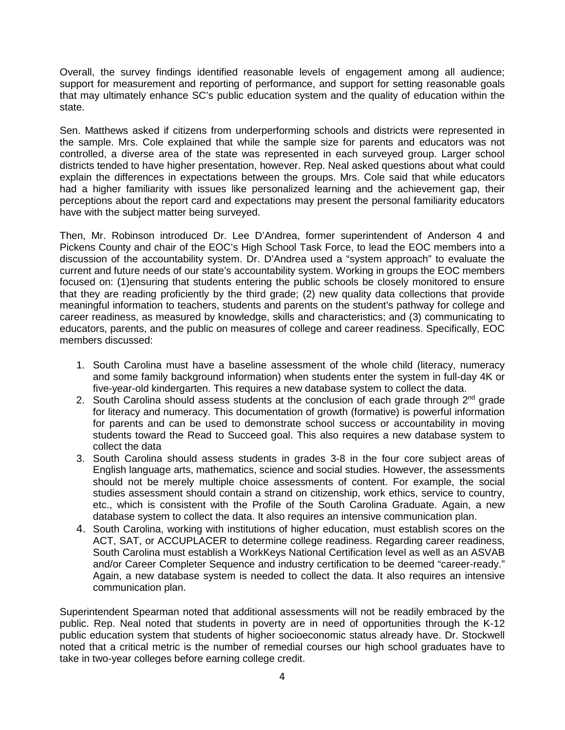Overall, the survey findings identified reasonable levels of engagement among all audience; support for measurement and reporting of performance, and support for setting reasonable goals that may ultimately enhance SC's public education system and the quality of education within the state.

Sen. Matthews asked if citizens from underperforming schools and districts were represented in the sample. Mrs. Cole explained that while the sample size for parents and educators was not controlled, a diverse area of the state was represented in each surveyed group. Larger school districts tended to have higher presentation, however. Rep. Neal asked questions about what could explain the differences in expectations between the groups. Mrs. Cole said that while educators had a higher familiarity with issues like personalized learning and the achievement gap, their perceptions about the report card and expectations may present the personal familiarity educators have with the subject matter being surveyed.

Then, Mr. Robinson introduced Dr. Lee D'Andrea, former superintendent of Anderson 4 and Pickens County and chair of the EOC's High School Task Force, to lead the EOC members into a discussion of the accountability system. Dr. D'Andrea used a "system approach" to evaluate the current and future needs of our state's accountability system. Working in groups the EOC members focused on: (1)ensuring that students entering the public schools be closely monitored to ensure that they are reading proficiently by the third grade; (2) new quality data collections that provide meaningful information to teachers, students and parents on the student's pathway for college and career readiness, as measured by knowledge, skills and characteristics; and (3) communicating to educators, parents, and the public on measures of college and career readiness. Specifically, EOC members discussed:

1. South Carolina must have a baseline assessment of the whole child (literacy, numeracy and some family background information) when students enter the system in full-day 4K or five-year-old kindergarten. This requires a new database system to collect the data.
2. South Carolina should assess students at the conclusion of each grade through 2nd grade for literacy and numeracy. This documentation of growth (formative) is powerful information for parents and can be used to demonstrate school success or accountability in moving students toward the Read to Succeed goal. This also requires a new database system to collect the data
3. South Carolina should assess students in grades 3-8 in the four core subject areas of English language arts, mathematics, science and social studies. However, the assessments should not be merely multiple choice assessments of content. For example, the social studies assessment should contain a strand on citizenship, work ethics, service to country, etc., which is consistent with the Profile of the South Carolina Graduate. Again, a new database system to collect the data. It also requires an intensive communication plan.
4. South Carolina, working with institutions of higher education, must establish scores on the ACT, SAT, or ACCUPLACER to determine college readiness. Regarding career readiness, South Carolina must establish a WorkKeys National Certification level as well as an ASVAB and/or Career Completer Sequence and industry certification to be deemed "career-ready." Again, a new database system is needed to collect the data. It also requires an intensive communication plan.

Superintendent Spearman noted that additional assessments will not be readily embraced by the public. Rep. Neal noted that students in poverty are in need of opportunities through the K-12 public education system that students of higher socioeconomic status already have. Dr. Stockwell noted that a critical metric is the number of remedial courses our high school graduates have to take in two-year colleges before earning college credit.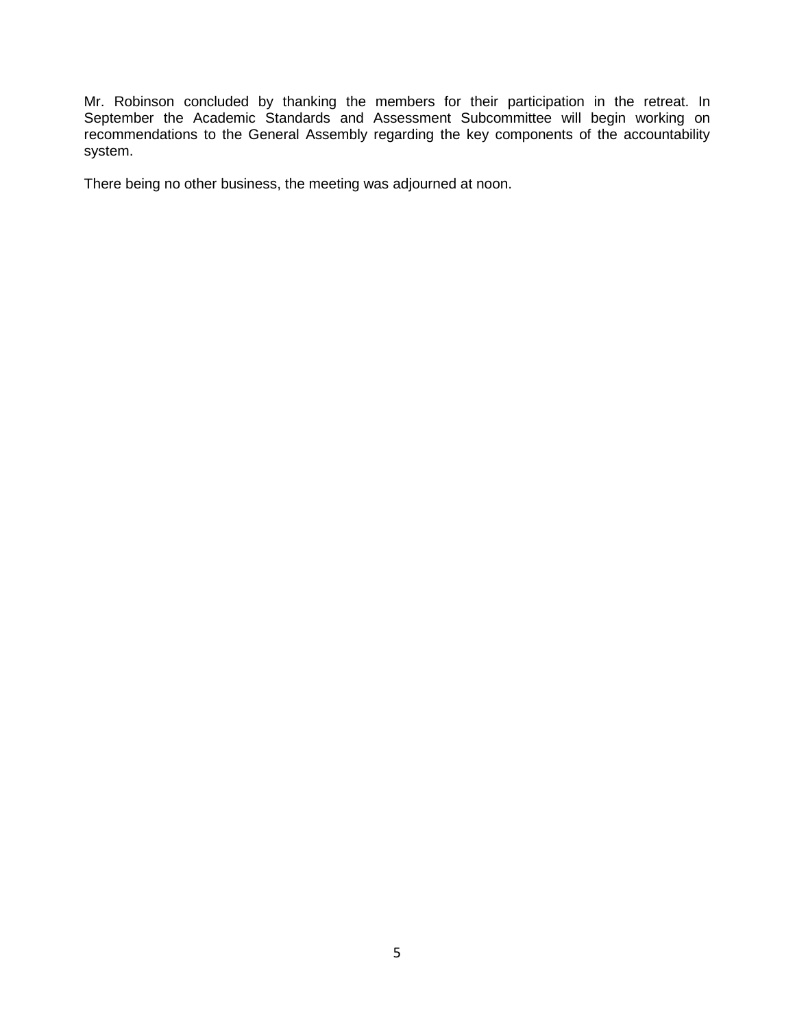Mr. Robinson concluded by thanking the members for their participation in the retreat. In September the Academic Standards and Assessment Subcommittee will begin working on recommendations to the General Assembly regarding the key components of the accountability system.

There being no other business, the meeting was adjourned at noon.